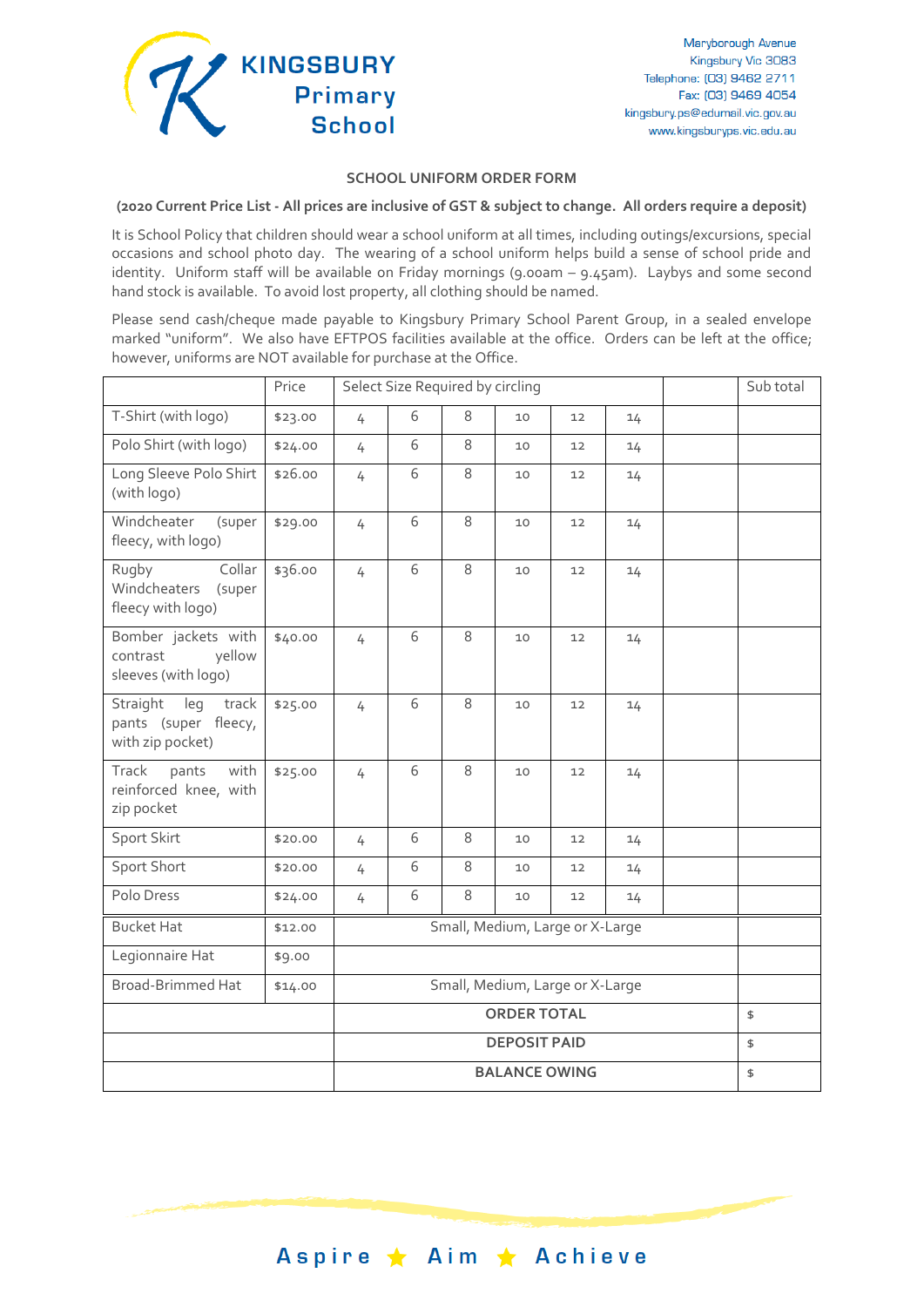# KINGSBURY Primary School

Maryborough Avenue
Kingsbury Vic 3083
Telephone: (03) 9462 2711
Fax: (03) 9469 4054
kingsbury.ps@edumail.vic.gov.au
www.kingsburyps.vic.edu.au

## SCHOOL UNIFORM ORDER FORM

**(2020 Current Price List - All prices are inclusive of GST & subject to change. All orders require a deposit)**

It is School Policy that children should wear a school uniform at all times, including outings/excursions, special occasions and school photo day. The wearing of a school uniform helps build a sense of school pride and identity. Uniform staff will be available on Friday mornings (9.00am – 9.45am). Laybys and some second hand stock is available. To avoid lost property, all clothing should be named.

Please send cash/cheque made payable to Kingsbury Primary School Parent Group, in a sealed envelope marked "uniform". We also have EFTPOS facilities available at the office. Orders can be left at the office; however, uniforms are NOT available for purchase at the Office.

| | Price | Select Size Required by circling | | | | | | | Sub total |
|---|---|---|---|---|---|---|---|---|---|
| T-Shirt (with logo) | $23.00 | 4 | 6 | 8 | 10 | 12 | 14 | | |
| Polo Shirt (with logo) | $24.00 | 4 | 6 | 8 | 10 | 12 | 14 | | |
| Long Sleeve Polo Shirt (with logo) | $26.00 | 4 | 6 | 8 | 10 | 12 | 14 | | |
| Windcheater (super fleecy, with logo) | $29.00 | 4 | 6 | 8 | 10 | 12 | 14 | | |
| Rugby Collar Windcheaters (super fleecy with logo) | $36.00 | 4 | 6 | 8 | 10 | 12 | 14 | | |
| Bomber jackets with contrast yellow sleeves (with logo) | $40.00 | 4 | 6 | 8 | 10 | 12 | 14 | | |
| Straight leg track pants (super fleecy, with zip pocket) | $25.00 | 4 | 6 | 8 | 10 | 12 | 14 | | |
| Track pants with reinforced knee, with zip pocket | $25.00 | 4 | 6 | 8 | 10 | 12 | 14 | | |
| Sport Skirt | $20.00 | 4 | 6 | 8 | 10 | 12 | 14 | | |
| Sport Short | $20.00 | 4 | 6 | 8 | 10 | 12 | 14 | | |
| Polo Dress | $24.00 | 4 | 6 | 8 | 10 | 12 | 14 | | |
| Bucket Hat | $12.00 | Small, Medium, Large or X-Large | | | | | | | |
| Legionnaire Hat | $9.00 | | | | | | | | |
| Broad-Brimmed Hat | $14.00 | Small, Medium, Large or X-Large | | | | | | | |
| | | **ORDER TOTAL** | | | | | | | $ |
| | | **DEPOSIT PAID** | | | | | | | $ |
| | | **BALANCE OWING** | | | | | | | $ |

Aspire ★ Aim ★ Achieve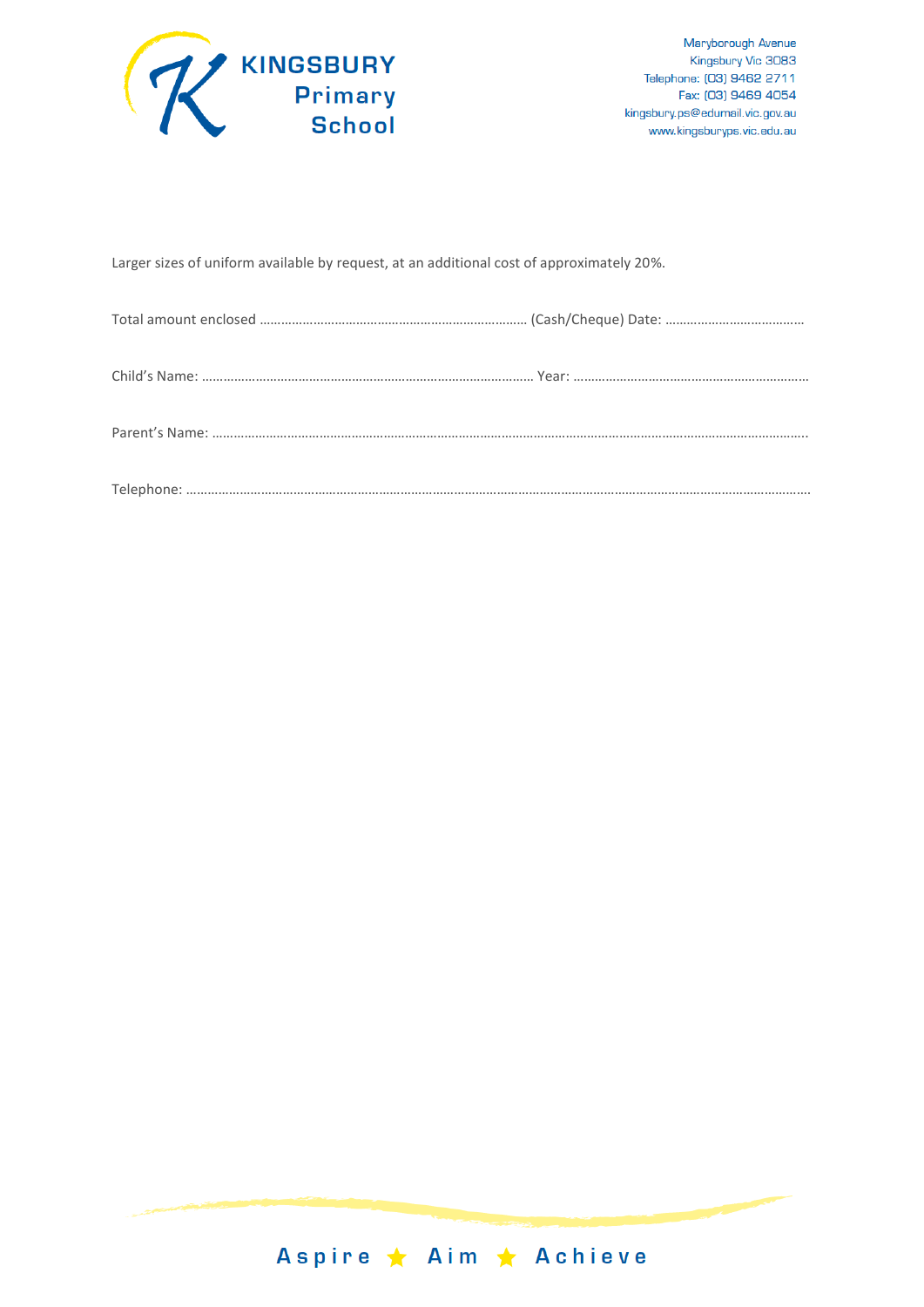Larger sizes of uniform available by request, at an additional cost of approximately 20%.

Total amount enclosed ………………………………………………………………… (Cash/Cheque) Date: …………………………………

Child's Name: …………………………………………………………………………………… Year: …………………………………………………………

Parent's Name: ………………………………………………………………………………………………………………………………………………………

Telephone: ……………………………………………………………………………………………………………………………………………………………